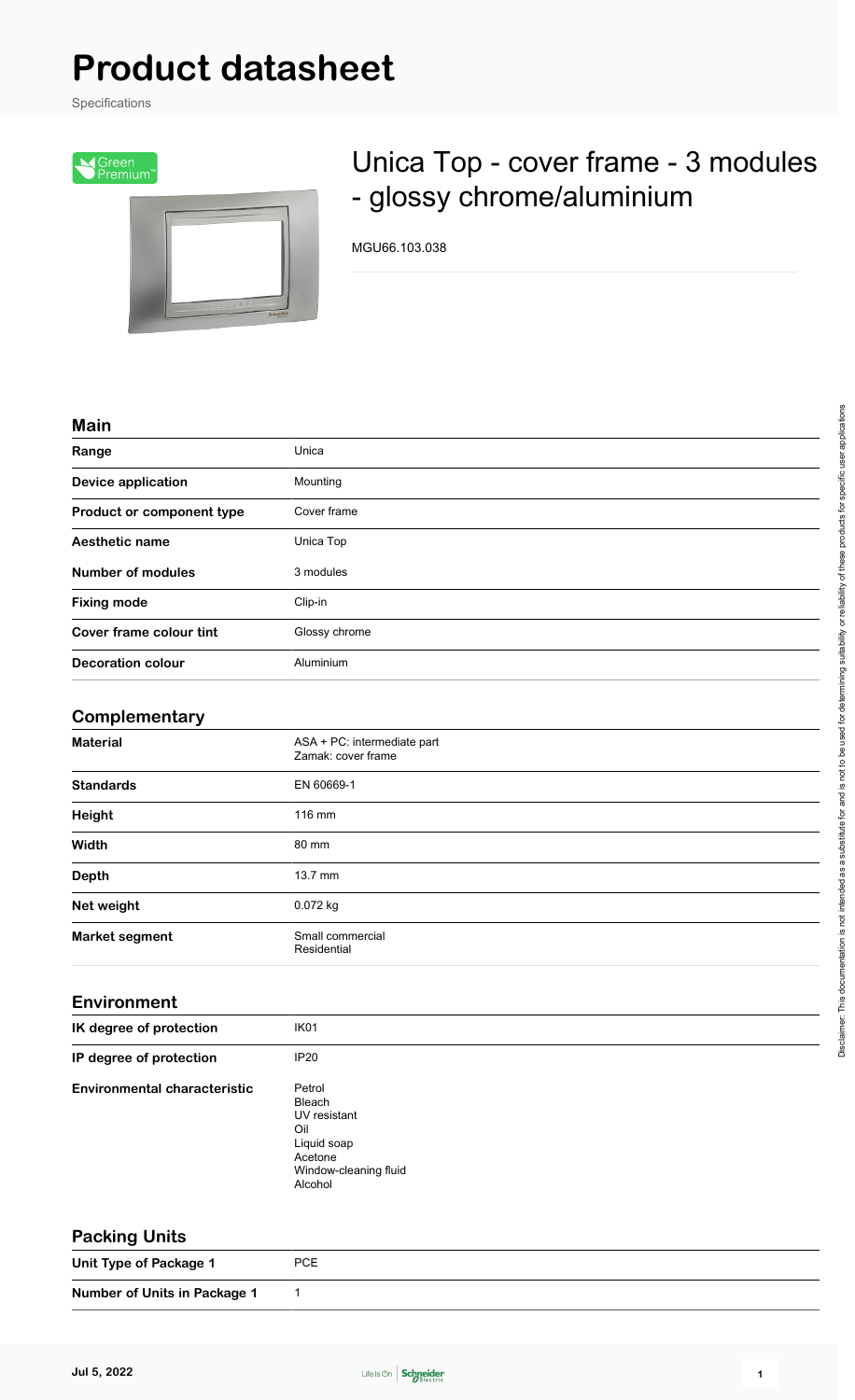# Product datasheet

Specifications

Green Premium™

## Unica Top - cover frame - 3 modules - glossy chrome/aluminium

MGU66.103.038

### Main

| | |
|---|---|
| **Range** | Unica |
| **Device application** | Mounting |
| **Product or component type** | Cover frame |
| **Aesthetic name** | Unica Top |
| **Number of modules** | 3 modules |
| **Fixing mode** | Clip-in |
| **Cover frame colour tint** | Glossy chrome |
| **Decoration colour** | Aluminium |

### Complementary

| | |
|---|---|
| **Material** | ASA + PC: intermediate part<br>Zamak: cover frame |
| **Standards** | EN 60669-1 |
| **Height** | 116 mm |
| **Width** | 80 mm |
| **Depth** | 13.7 mm |
| **Net weight** | 0.072 kg |
| **Market segment** | Small commercial<br>Residential |

### Environment

| | |
|---|---|
| **IK degree of protection** | IK01 |
| **IP degree of protection** | IP20 |
| **Environmental characteristic** | Petrol<br>Bleach<br>UV resistant<br>Oil<br>Liquid soap<br>Acetone<br>Window-cleaning fluid<br>Alcohol |

### Packing Units

| | |
|---|---|
| **Unit Type of Package 1** | PCE |
| **Number of Units in Package 1** | 1 |

Disclaimer: This documentation is not intended as a substitute for and is not to be used for determining suitability or reliability of these products for specific user applications

Jul 5, 2022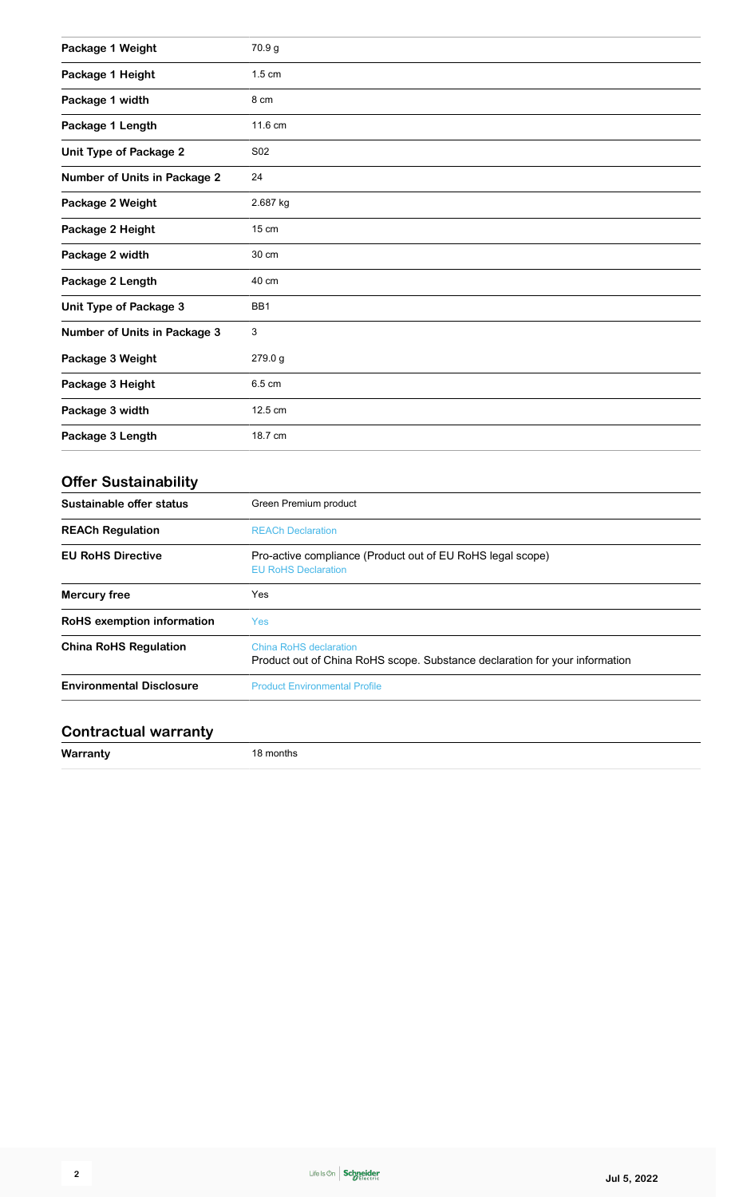| | |
|---|---|
| **Package 1 Weight** | 70.9 g |
| **Package 1 Height** | 1.5 cm |
| **Package 1 width** | 8 cm |
| **Package 1 Length** | 11.6 cm |
| **Unit Type of Package 2** | S02 |
| **Number of Units in Package 2** | 24 |
| **Package 2 Weight** | 2.687 kg |
| **Package 2 Height** | 15 cm |
| **Package 2 width** | 30 cm |
| **Package 2 Length** | 40 cm |
| **Unit Type of Package 3** | BB1 |
| **Number of Units in Package 3** | 3 |
| **Package 3 Weight** | 279.0 g |
| **Package 3 Height** | 6.5 cm |
| **Package 3 width** | 12.5 cm |
| **Package 3 Length** | 18.7 cm |

## Offer Sustainability

| | |
|---|---|
| **Sustainable offer status** | Green Premium product |
| **REACh Regulation** | REACh Declaration |
| **EU RoHS Directive** | Pro-active compliance (Product out of EU RoHS legal scope)<br>EU RoHS Declaration |
| **Mercury free** | Yes |
| **RoHS exemption information** | Yes |
| **China RoHS Regulation** | China RoHS declaration<br>Product out of China RoHS scope. Substance declaration for your information |
| **Environmental Disclosure** | Product Environmental Profile |

## Contractual warranty

| | |
|---|---|
| **Warranty** | 18 months |